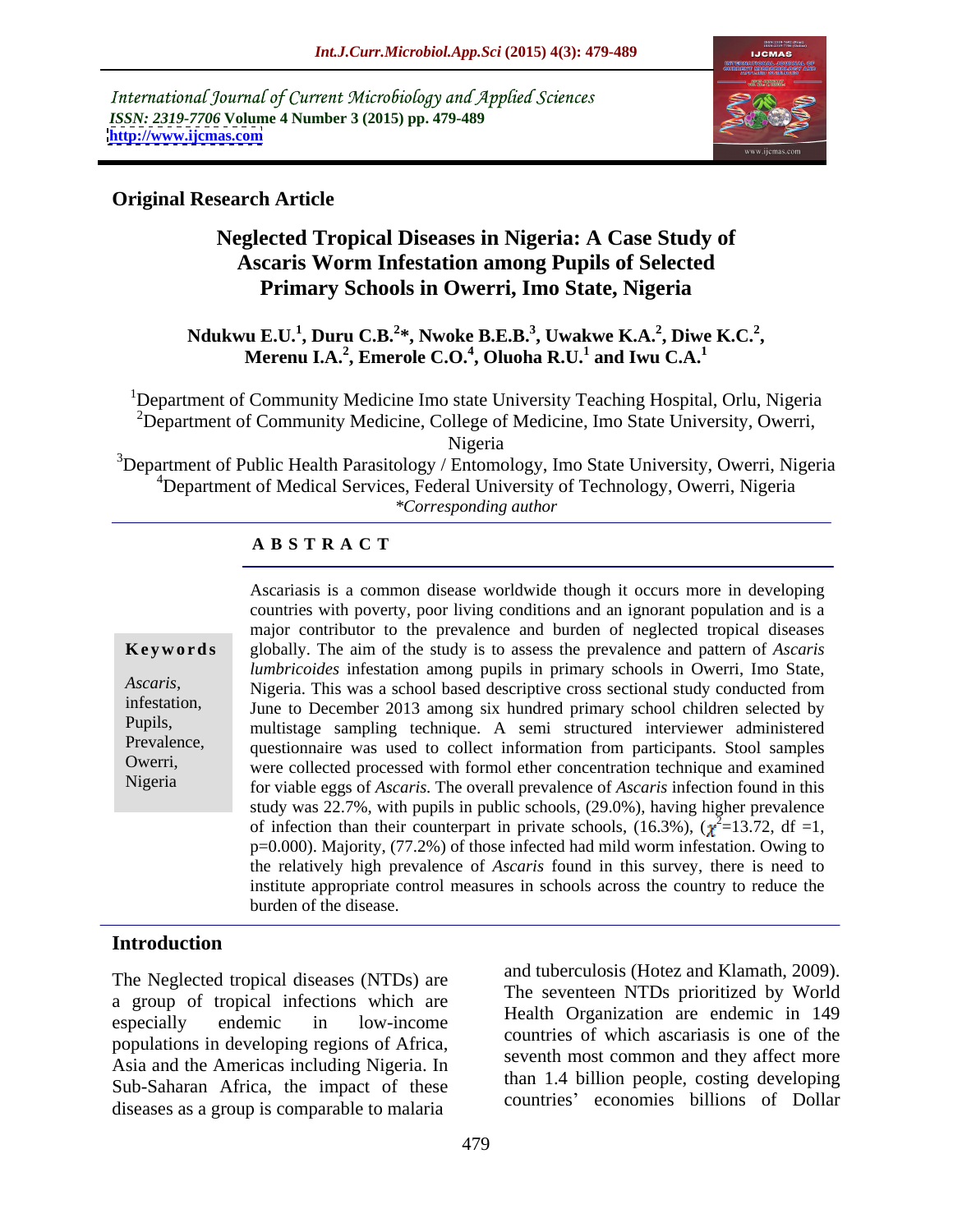International Journal of Current Microbiology and Applied Sciences
*ISSN: 2319-7706* **Volume 4 Number 3 (2015) pp. 479-489**
**http://www.ijcmas.com**

**Original Research Article**

# Neglected Tropical Diseases in Nigeria: A Case Study of Ascaris Worm Infestation among Pupils of Selected Primary Schools in Owerri, Imo State, Nigeria

**Ndukwu E.U.[1], Duru C.B.[2]*, Nwoke B.E.B.[3], Uwakwe K.A.[2], Diwe K.C.[2], Merenu I.A.[2], Emerole C.O.[4], Oluoha R.U.[1] and Iwu C.A.[1]**

[1]Department of Community Medicine Imo state University Teaching Hospital, Orlu, Nigeria
[2]Department of Community Medicine, College of Medicine, Imo State University, Owerri, Nigeria
[3]Department of Public Health Parasitology / Entomology, Imo State University, Owerri, Nigeria
[4]Department of Medical Services, Federal University of Technology, Owerri, Nigeria
*\*Corresponding author*

## A B S T R A C T

**Keywords**

*Ascaris*, infestation, Pupils, Prevalence, Owerri, Nigeria

Ascariasis is a common disease worldwide though it occurs more in developing countries with poverty, poor living conditions and an ignorant population and is a major contributor to the prevalence and burden of neglected tropical diseases globally. The aim of the study is to assess the prevalence and pattern of *Ascaris lumbricoides* infestation among pupils in primary schools in Owerri, Imo State, Nigeria. This was a school based descriptive cross sectional study conducted from June to December 2013 among six hundred primary school children selected by multistage sampling technique. A semi structured interviewer administered questionnaire was used to collect information from participants. Stool samples were collected processed with formol ether concentration technique and examined for viable eggs of *Ascaris.* The overall prevalence of *Ascaris* infection found in this study was 22.7%, with pupils in public schools, (29.0%), having higher prevalence of infection than their counterpart in private schools, (16.3%), ($\chi^2$=13.72, df =1, p=0.000). Majority, (77.2%) of those infected had mild worm infestation. Owing to the relatively high prevalence of *Ascaris* found in this survey, there is need to institute appropriate control measures in schools across the country to reduce the burden of the disease.

## Introduction

The Neglected tropical diseases (NTDs) are a group of tropical infections which are especially endemic in low-income populations in developing regions of Africa, Asia and the Americas including Nigeria. In Sub-Saharan Africa, the impact of these diseases as a group is comparable to malaria and tuberculosis (Hotez and Klamath, 2009). The seventeen NTDs prioritized by World Health Organization are endemic in 149 countries of which ascariasis is one of the seventh most common and they affect more than 1.4 billion people, costing developing countries' economies billions of Dollar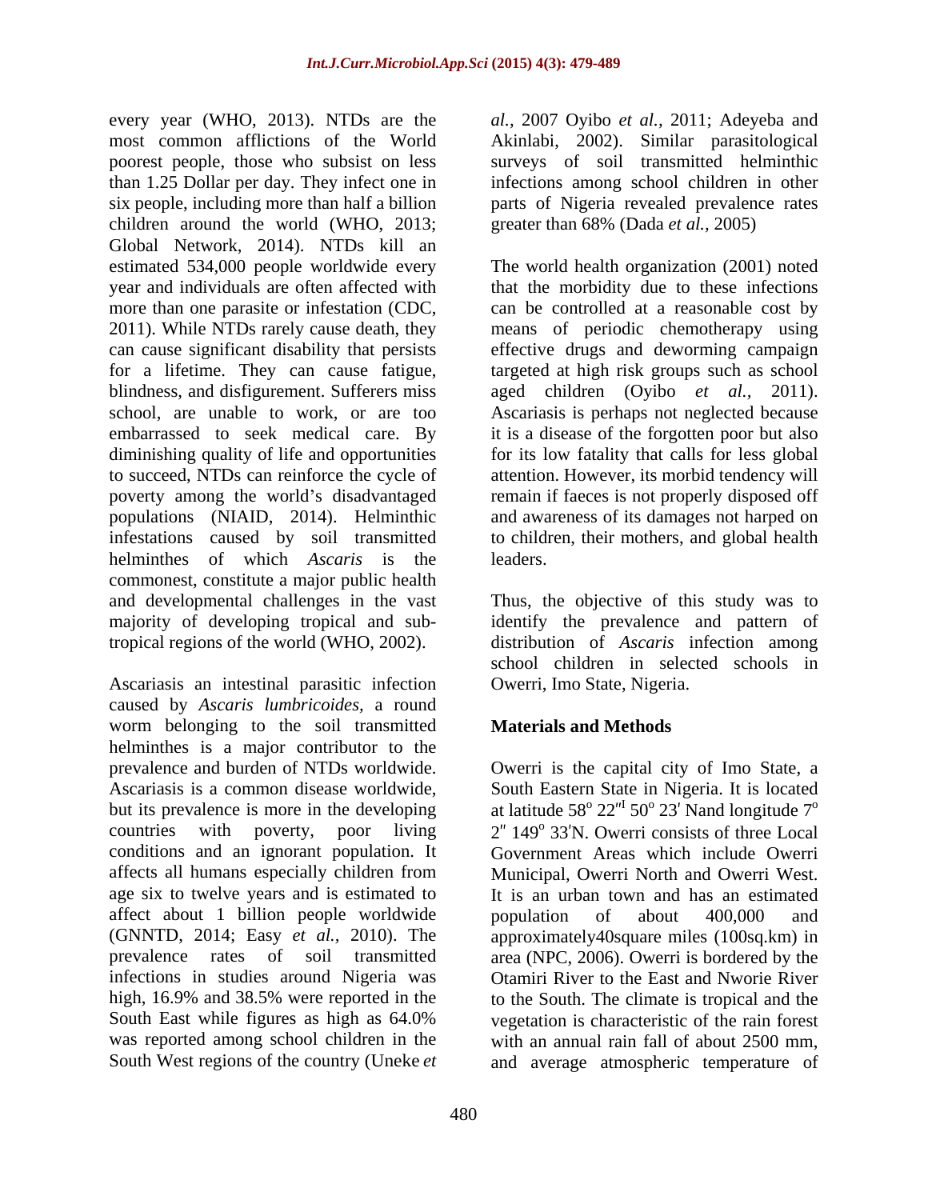every year (WHO, 2013). NTDs are the most common afflictions of the World poorest people, those who subsist on less than 1.25 Dollar per day. They infect one in six people, including more than half a billion children around the world (WHO, 2013; Global Network, 2014). NTDs kill an estimated 534,000 people worldwide every year and individuals are often affected with more than one parasite or infestation (CDC, 2011). While NTDs rarely cause death, they can cause significant disability that persists for a lifetime. They can cause fatigue, blindness, and disfigurement. Sufferers miss school, are unable to work, or are too embarrassed to seek medical care. By diminishing quality of life and opportunities to succeed, NTDs can reinforce the cycle of poverty among the world's disadvantaged populations (NIAID, 2014). Helminthic infestations caused by soil transmitted helminthes of which *Ascaris* is the commonest, constitute a major public health and developmental challenges in the vast majority of developing tropical and sub-tropical regions of the world (WHO, 2002).

Ascariasis an intestinal parasitic infection caused by *Ascaris lumbricoides,* a round worm belonging to the soil transmitted helminthes is a major contributor to the prevalence and burden of NTDs worldwide. Ascariasis is a common disease worldwide, but its prevalence is more in the developing countries with poverty, poor living conditions and an ignorant population. It affects all humans especially children from age six to twelve years and is estimated to affect about 1 billion people worldwide (GNNTD, 2014; Easy *et al.,* 2010). The prevalence rates of soil transmitted infections in studies around Nigeria was high, 16.9% and 38.5% were reported in the South East while figures as high as 64.0% was reported among school children in the South West regions of the country (Uneke *et al.,* 2007 Oyibo *et al.,* 2011; Adeyeba and Akinlabi, 2002). Similar parasitological surveys of soil transmitted helminthic infections among school children in other parts of Nigeria revealed prevalence rates greater than 68% (Dada *et al.,* 2005)

The world health organization (2001) noted that the morbidity due to these infections can be controlled at a reasonable cost by means of periodic chemotherapy using effective drugs and deworming campaign targeted at high risk groups such as school aged children (Oyibo *et al.,* 2011). Ascariasis is perhaps not neglected because it is a disease of the forgotten poor but also for its low fatality that calls for less global attention. However, its morbid tendency will remain if faeces is not properly disposed off and awareness of its damages not harped on to children, their mothers, and global health leaders.

Thus, the objective of this study was to identify the prevalence and pattern of distribution of *Ascaris* infection among school children in selected schools in Owerri, Imo State, Nigeria.

## Materials and Methods

Owerri is the capital city of Imo State, a South Eastern State in Nigeria. It is located at latitude 58° 22″ˡ 50° 23′ Nand longitude 7° 2″ 149° 33′N. Owerri consists of three Local Government Areas which include Owerri Municipal, Owerri North and Owerri West. It is an urban town and has an estimated population of about 400,000 and approximately40square miles (100sq.km) in area (NPC, 2006). Owerri is bordered by the Otamiri River to the East and Nworie River to the South. The climate is tropical and the vegetation is characteristic of the rain forest with an annual rain fall of about 2500 mm, and average atmospheric temperature of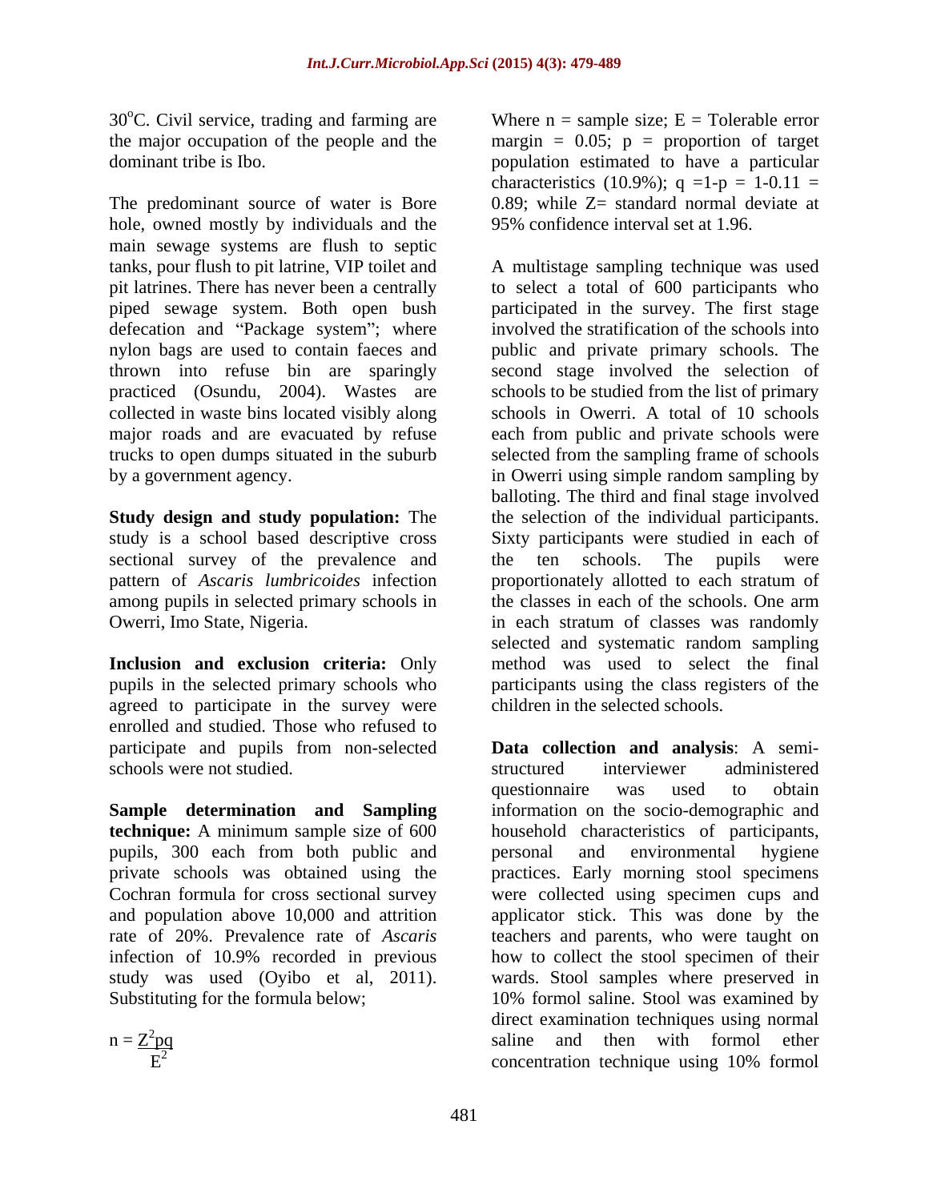30°C. Civil service, trading and farming are the major occupation of the people and the dominant tribe is Ibo.

The predominant source of water is Bore hole, owned mostly by individuals and the main sewage systems are flush to septic tanks, pour flush to pit latrine, VIP toilet and pit latrines. There has never been a centrally piped sewage system. Both open bush defecation and "Package system"; where nylon bags are used to contain faeces and thrown into refuse bin are sparingly practiced (Osundu, 2004). Wastes are collected in waste bins located visibly along major roads and are evacuated by refuse trucks to open dumps situated in the suburb by a government agency.

**Study design and study population:** The study is a school based descriptive cross sectional survey of the prevalence and pattern of *Ascaris lumbricoides* infection among pupils in selected primary schools in Owerri, Imo State, Nigeria.

**Inclusion and exclusion criteria:** Only pupils in the selected primary schools who agreed to participate in the survey were enrolled and studied. Those who refused to participate and pupils from non-selected schools were not studied.

**Sample determination and Sampling technique:** A minimum sample size of 600 pupils, 300 each from both public and private schools was obtained using the Cochran formula for cross sectional survey and population above 10,000 and attrition rate of 20%. Prevalence rate of *Ascaris* infection of 10.9% recorded in previous study was used (Oyibo et al, 2011). Substituting for the formula below;

$$n = \frac{Z^2pq}{E^2}$$

Where n = sample size; E = Tolerable error margin = 0.05; p = proportion of target population estimated to have a particular characteristics (10.9%); q =1-p = 1-0.11 = 0.89; while Z= standard normal deviate at 95% confidence interval set at 1.96.

A multistage sampling technique was used to select a total of 600 participants who participated in the survey. The first stage involved the stratification of the schools into public and private primary schools. The second stage involved the selection of schools to be studied from the list of primary schools in Owerri. A total of 10 schools each from public and private schools were selected from the sampling frame of schools in Owerri using simple random sampling by balloting. The third and final stage involved the selection of the individual participants. Sixty participants were studied in each of the ten schools. The pupils were proportionately allotted to each stratum of the classes in each of the schools. One arm in each stratum of classes was randomly selected and systematic random sampling method was used to select the final participants using the class registers of the children in the selected schools.

**Data collection and analysis**: A semi-structured interviewer administered questionnaire was used to obtain information on the socio-demographic and household characteristics of participants, personal and environmental hygiene practices. Early morning stool specimens were collected using specimen cups and applicator stick. This was done by the teachers and parents, who were taught on how to collect the stool specimen of their wards. Stool samples where preserved in 10% formol saline. Stool was examined by direct examination techniques using normal saline and then with formol ether concentration technique using 10% formol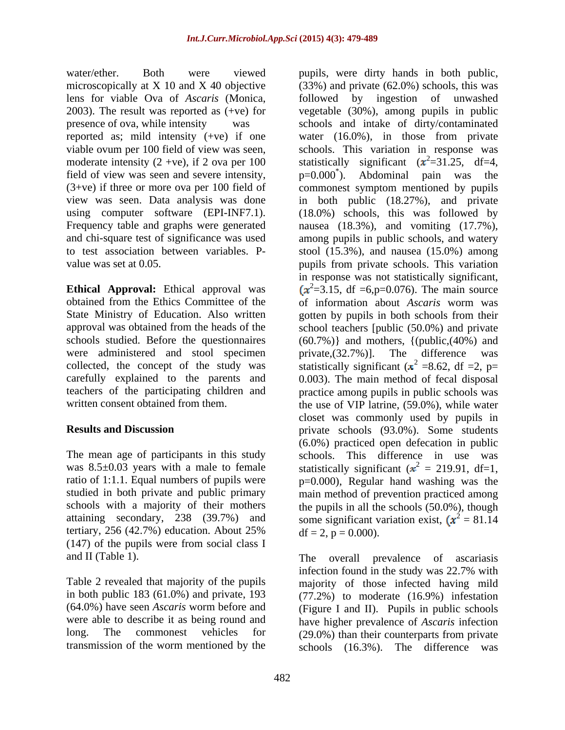water/ether. Both were viewed microscopically at X 10 and X 40 objective lens for viable Ova of *Ascaris* (Monica, 2003). The result was reported as (+ve) for presence of ova, while intensity was reported as; mild intensity (+ve) if one viable ovum per 100 field of view was seen, moderate intensity (2 +ve), if 2 ova per 100 field of view was seen and severe intensity, (3+ve) if three or more ova per 100 field of view was seen. Data analysis was done using computer software (EPI-INF7.1). Frequency table and graphs were generated and chi-square test of significance was used to test association between variables. P-value was set at 0.05.

**Ethical Approval:** Ethical approval was obtained from the Ethics Committee of the State Ministry of Education. Also written approval was obtained from the heads of the schools studied. Before the questionnaires were administered and stool specimen collected, the concept of the study was carefully explained to the parents and teachers of the participating children and written consent obtained from them.

## Results and Discussion

The mean age of participants in this study was 8.5±0.03 years with a male to female ratio of 1:1.1. Equal numbers of pupils were studied in both private and public primary schools with a majority of their mothers attaining secondary, 238 (39.7%) and tertiary, 256 (42.7%) education. About 25% (147) of the pupils were from social class I and II (Table 1).

Table 2 revealed that majority of the pupils in both public 183 (61.0%) and private, 193 (64.0%) have seen *Ascaris* worm before and were able to describe it as being round and long. The commonest vehicles for transmission of the worm mentioned by the pupils, were dirty hands in both public, (33%) and private (62.0%) schools, this was followed by ingestion of unwashed vegetable (30%), among pupils in public schools and intake of dirty/contaminated water (16.0%), in those from private schools. This variation in response was statistically significant ($x^2$=31.25, df=4, p=0.000*). Abdominal pain was the commonest symptom mentioned by pupils in both public (18.27%), and private (18.0%) schools, this was followed by nausea (18.3%), and vomiting (17.7%), among pupils in public schools, and watery stool (15.3%), and nausea (15.0%) among pupils from private schools. This variation in response was not statistically significant, ($x^2$=3.15, df =6,p=0.076). The main source of information about *Ascaris* worm was gotten by pupils in both schools from their school teachers [public (50.0%) and private (60.7%)} and mothers, {(public,(40%) and private,(32.7%)]. The difference was statistically significant ($x^2$ =8.62, df =2, p= 0.003). The main method of fecal disposal practice among pupils in public schools was the use of VIP latrine, (59.0%), while water closet was commonly used by pupils in private schools (93.0%). Some students (6.0%) practiced open defecation in public schools. This difference in use was statistically significant ($x^2$ = 219.91, df=1, p=0.000), Regular hand washing was the main method of prevention practiced among the pupils in all the schools (50.0%), though some significant variation exist, ($x^2$ = 81.14 df = 2, p = 0.000).

The overall prevalence of ascariasis infection found in the study was 22.7% with majority of those infected having mild (77.2%) to moderate (16.9%) infestation (Figure I and II). Pupils in public schools have higher prevalence of *Ascaris* infection (29.0%) than their counterparts from private schools (16.3%). The difference was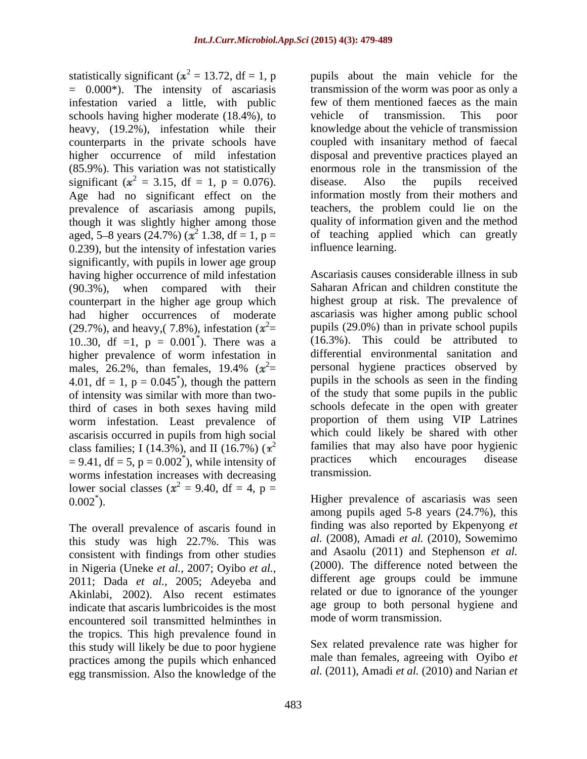statistically significant ($x^2$ = 13.72, df = 1, p = 0.000*). The intensity of ascariasis infestation varied a little, with public schools having higher moderate (18.4%), to heavy, (19.2%), infestation while their counterparts in the private schools have higher occurrence of mild infestation (85.9%). This variation was not statistically significant ($x^2$ = 3.15, df = 1, p = 0.076). Age had no significant effect on the prevalence of ascariasis among pupils, though it was slightly higher among those aged, 5–8 years (24.7%) ($x^2$ 1.38, df = 1, p = 0.239), but the intensity of infestation varies significantly, with pupils in lower age group having higher occurrence of mild infestation (90.3%), when compared with their counterpart in the higher age group which had higher occurrences of moderate (29.7%), and heavy,( 7.8%), infestation ($x^2$= 10..30, df =1, p = 0.001*). There was a higher prevalence of worm infestation in males, 26.2%, than females, 19.4% ($x^2$= 4.01, df = 1, p = 0.045*), though the pattern of intensity was similar with more than two-third of cases in both sexes having mild worm infestation. Least prevalence of ascarisis occurred in pupils from high social class families; I (14.3%), and II (16.7%) ($x^2$ = 9.41, df = 5, p = 0.002*), while intensity of worms infestation increases with decreasing lower social classes ($x^2$ = 9.40, df = 4, p = 0.002*).

The overall prevalence of ascaris found in this study was high 22.7%. This was consistent with findings from other studies in Nigeria (Uneke *et al.*, 2007; Oyibo *et al.*, 2011; Dada *et al.*, 2005; Adeyeba and Akinlabi, 2002). Also recent estimates indicate that ascaris lumbricoides is the most encountered soil transmitted helminthes in the tropics. This high prevalence found in this study will likely be due to poor hygiene practices among the pupils which enhanced egg transmission. Also the knowledge of the pupils about the main vehicle for the transmission of the worm was poor as only a few of them mentioned faeces as the main vehicle of transmission. This poor knowledge about the vehicle of transmission coupled with insanitary method of faecal disposal and preventive practices played an enormous role in the transmission of the disease. Also the pupils received information mostly from their mothers and teachers, the problem could lie on the quality of information given and the method of teaching applied which can greatly influence learning.

Ascariasis causes considerable illness in sub Saharan African and children constitute the highest group at risk. The prevalence of ascariasis was higher among public school pupils (29.0%) than in private school pupils (16.3%). This could be attributed to differential environmental sanitation and personal hygiene practices observed by pupils in the schools as seen in the finding of the study that some pupils in the public schools defecate in the open with greater proportion of them using VIP Latrines which could likely be shared with other families that may also have poor hygienic practices which encourages disease transmission.

Higher prevalence of ascariasis was seen among pupils aged 5-8 years (24.7%), this finding was also reported by Ekpenyong *et al.* (2008), Amadi *et al.* (2010), Sowemimo and Asaolu (2011) and Stephenson *et al.* (2000). The difference noted between the different age groups could be immune related or due to ignorance of the younger age group to both personal hygiene and mode of worm transmission.

Sex related prevalence rate was higher for male than females, agreeing with Oyibo *et al.* (2011), Amadi *et al.* (2010) and Narian *et*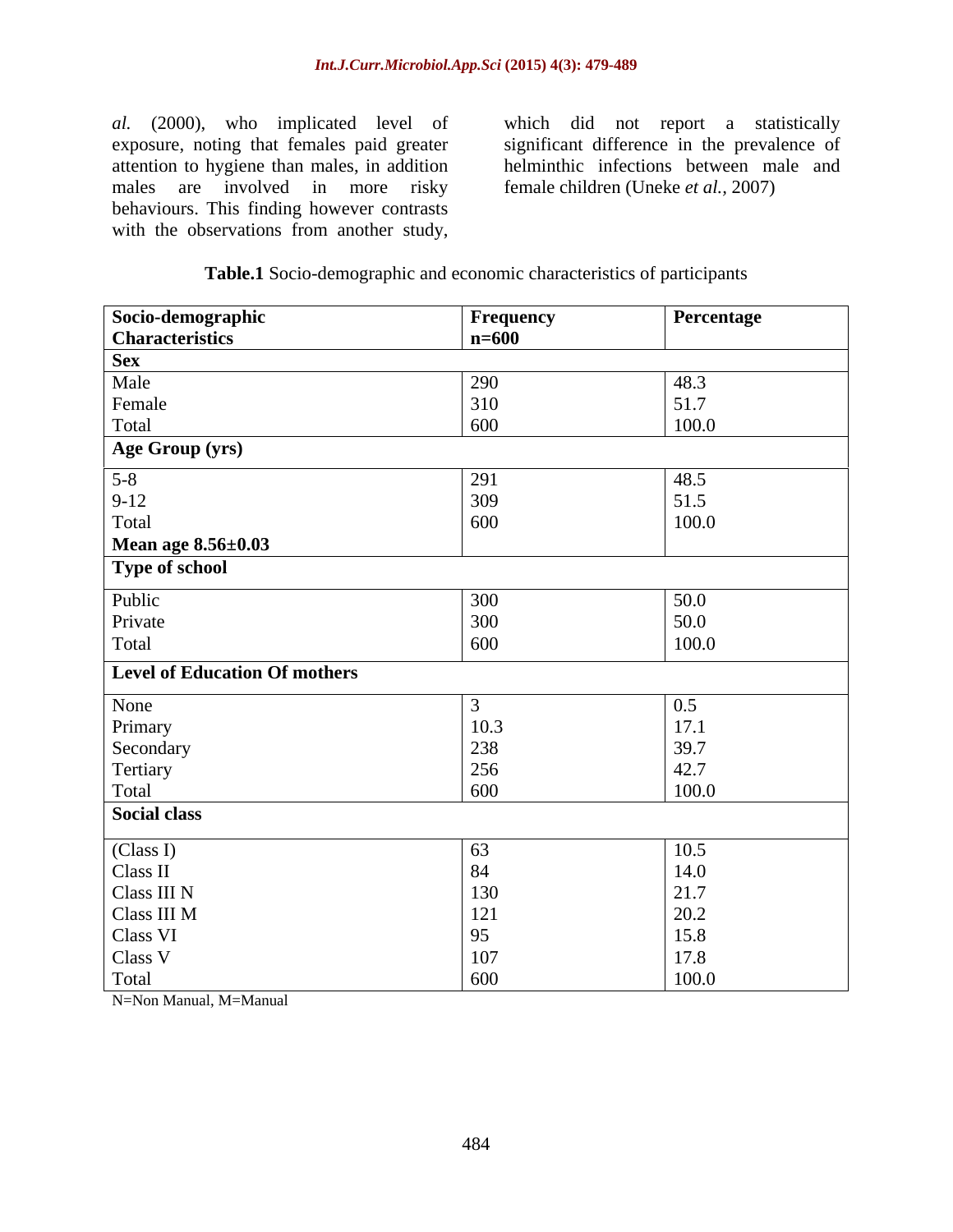*al.* (2000), who implicated level of exposure, noting that females paid greater attention to hygiene than males, in addition males are involved in more risky behaviours. This finding however contrasts with the observations from another study, which did not report a statistically significant difference in the prevalence of helminthic infections between male and female children (Uneke *et al.*, 2007)

**Table.1** Socio-demographic and economic characteristics of participants

| Socio-demographic Characteristics | Frequency n=600 | Percentage |
|---|---|---|
| **Sex** | | |
| Male | 290 | 48.3 |
| Female | 310 | 51.7 |
| Total | 600 | 100.0 |
| **Age Group (yrs)** | | |
| 5-8 | 291 | 48.5 |
| 9-12 | 309 | 51.5 |
| Total | 600 | 100.0 |
| **Mean age 8.56±0.03** | | |
| **Type of school** | | |
| Public | 300 | 50.0 |
| Private | 300 | 50.0 |
| Total | 600 | 100.0 |
| **Level of Education Of mothers** | | |
| None | 3 | 0.5 |
| Primary | 10.3 | 17.1 |
| Secondary | 238 | 39.7 |
| Tertiary | 256 | 42.7 |
| Total | 600 | 100.0 |
| **Social class** | | |
| (Class I) | 63 | 10.5 |
| Class II | 84 | 14.0 |
| Class III N | 130 | 21.7 |
| Class III M | 121 | 20.2 |
| Class VI | 95 | 15.8 |
| Class V | 107 | 17.8 |
| Total | 600 | 100.0 |

N=Non Manual, M=Manual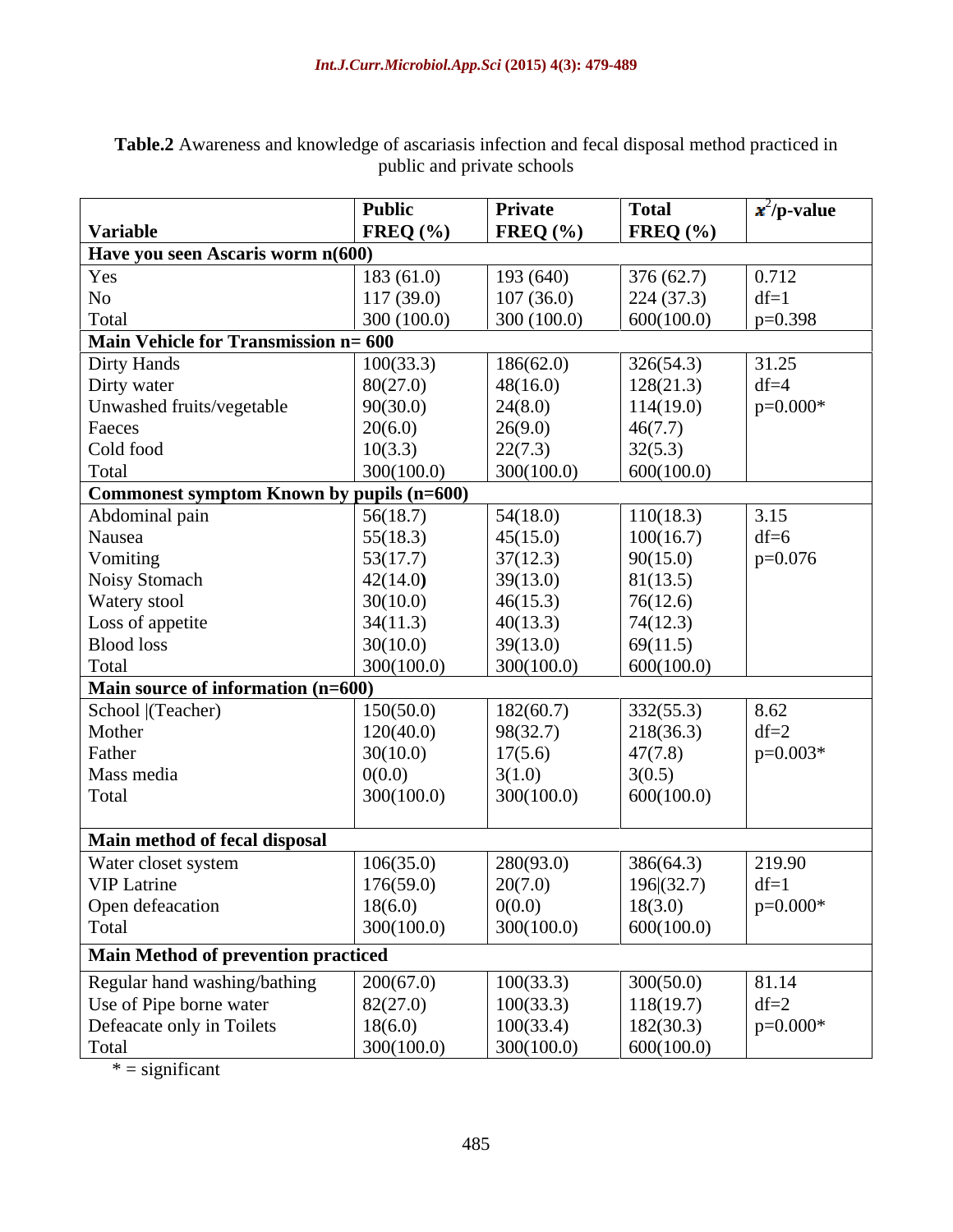**Table.2** Awareness and knowledge of ascariasis infection and fecal disposal method practiced in public and private schools

| Variable | Public FREQ (%) | Private FREQ (%) | Total FREQ (%) | $x^2$/p-value |
|---|---|---|---|---|
| **Have you seen Ascaris worm n(600)** | | | | |
| Yes | 183 (61.0) | 193 (640) | 376 (62.7) | 0.712 |
| No | 117 (39.0) | 107 (36.0) | 224 (37.3) | df=1 |
| Total | 300 (100.0) | 300 (100.0) | 600(100.0) | p=0.398 |
| **Main Vehicle for Transmission n= 600** | | | | |
| Dirty Hands | 100(33.3) | 186(62.0) | 326(54.3) | 31.25 |
| Dirty water | 80(27.0) | 48(16.0) | 128(21.3) | df=4 |
| Unwashed fruits/vegetable | 90(30.0) | 24(8.0) | 114(19.0) | p=0.000* |
| Faeces | 20(6.0) | 26(9.0) | 46(7.7) | |
| Cold food | 10(3.3) | 22(7.3) | 32(5.3) | |
| Total | 300(100.0) | 300(100.0) | 600(100.0) | |
| **Commonest symptom Known by pupils (n=600)** | | | | |
| Abdominal pain | 56(18.7) | 54(18.0) | 110(18.3) | 3.15 |
| Nausea | 55(18.3) | 45(15.0) | 100(16.7) | df=6 |
| Vomiting | 53(17.7) | 37(12.3) | 90(15.0) | p=0.076 |
| Noisy Stomach | 42(14.0) | 39(13.0) | 81(13.5) | |
| Watery stool | 30(10.0) | 46(15.3) | 76(12.6) | |
| Loss of appetite | 34(11.3) | 40(13.3) | 74(12.3) | |
| Blood loss | 30(10.0) | 39(13.0) | 69(11.5) | |
| Total | 300(100.0) | 300(100.0) | 600(100.0) | |
| **Main source of information (n=600)** | | | | |
| School \|(Teacher) | 150(50.0) | 182(60.7) | 332(55.3) | 8.62 |
| Mother | 120(40.0) | 98(32.7) | 218(36.3) | df=2 |
| Father | 30(10.0) | 17(5.6) | 47(7.8) | p=0.003* |
| Mass media | 0(0.0) | 3(1.0) | 3(0.5) | |
| Total | 300(100.0) | 300(100.0) | 600(100.0) | |
| **Main method of fecal disposal** | | | | |
| Water closet system | 106(35.0) | 280(93.0) | 386(64.3) | 219.90 |
| VIP Latrine | 176(59.0) | 20(7.0) | 196\|(32.7) | df=1 |
| Open defeacation | 18(6.0) | 0(0.0) | 18(3.0) | p=0.000* |
| Total | 300(100.0) | 300(100.0) | 600(100.0) | |
| **Main Method of prevention practiced** | | | | |
| Regular hand washing/bathing | 200(67.0) | 100(33.3) | 300(50.0) | 81.14 |
| Use of Pipe borne water | 82(27.0) | 100(33.3) | 118(19.7) | df=2 |
| Defeacate only in Toilets | 18(6.0) | 100(33.4) | 182(30.3) | p=0.000* |
| Total | 300(100.0) | 300(100.0) | 600(100.0) | |

* = significant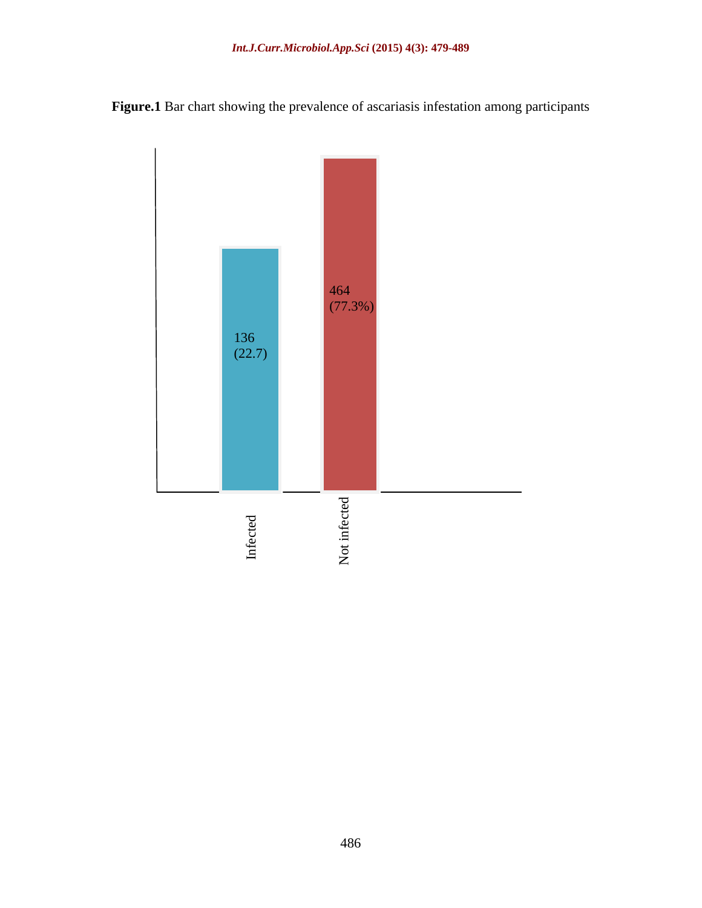**Figure.1** Bar chart showing the prevalence of ascariasis infestation among participants

| Category | Value |
|---|---|
| Infected | 136 (22.7) |
| Not infected | 464 (77.3%) |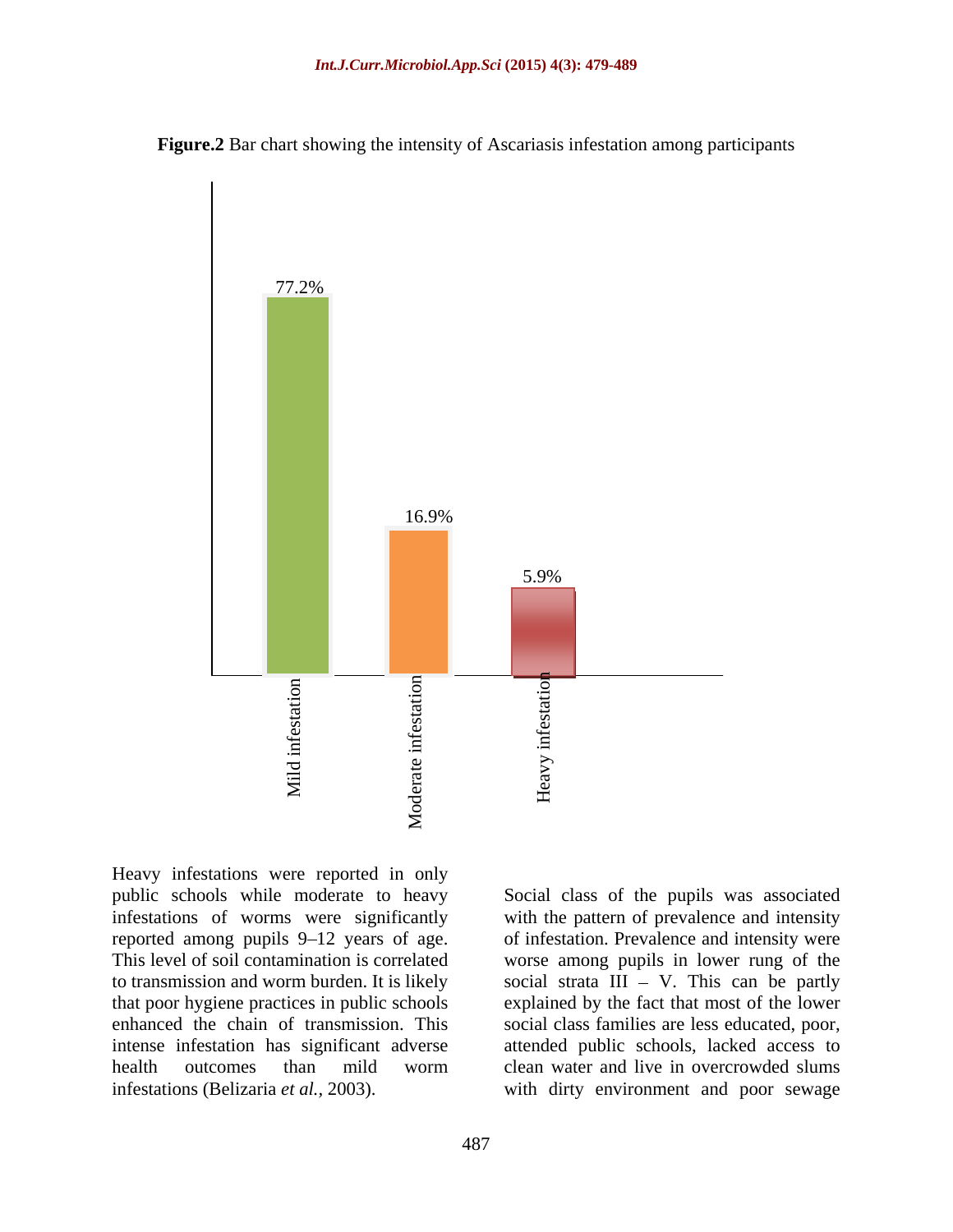**Figure.2** Bar chart showing the intensity of Ascariasis infestation among participants

| Intensity | Percentage |
| --- | --- |
| Mild infestation | 77.2% |
| Moderate infestation | 16.9% |
| Heavy infestation | 5.9% |

Heavy infestations were reported in only public schools while moderate to heavy infestations of worms were significantly reported among pupils 9–12 years of age. This level of soil contamination is correlated to transmission and worm burden. It is likely that poor hygiene practices in public schools enhanced the chain of transmission. This intense infestation has significant adverse health outcomes than mild worm infestations (Belizaria *et al.,* 2003).

Social class of the pupils was associated with the pattern of prevalence and intensity of infestation. Prevalence and intensity were worse among pupils in lower rung of the social strata III – V. This can be partly explained by the fact that most of the lower social class families are less educated, poor, attended public schools, lacked access to clean water and live in overcrowded slums with dirty environment and poor sewage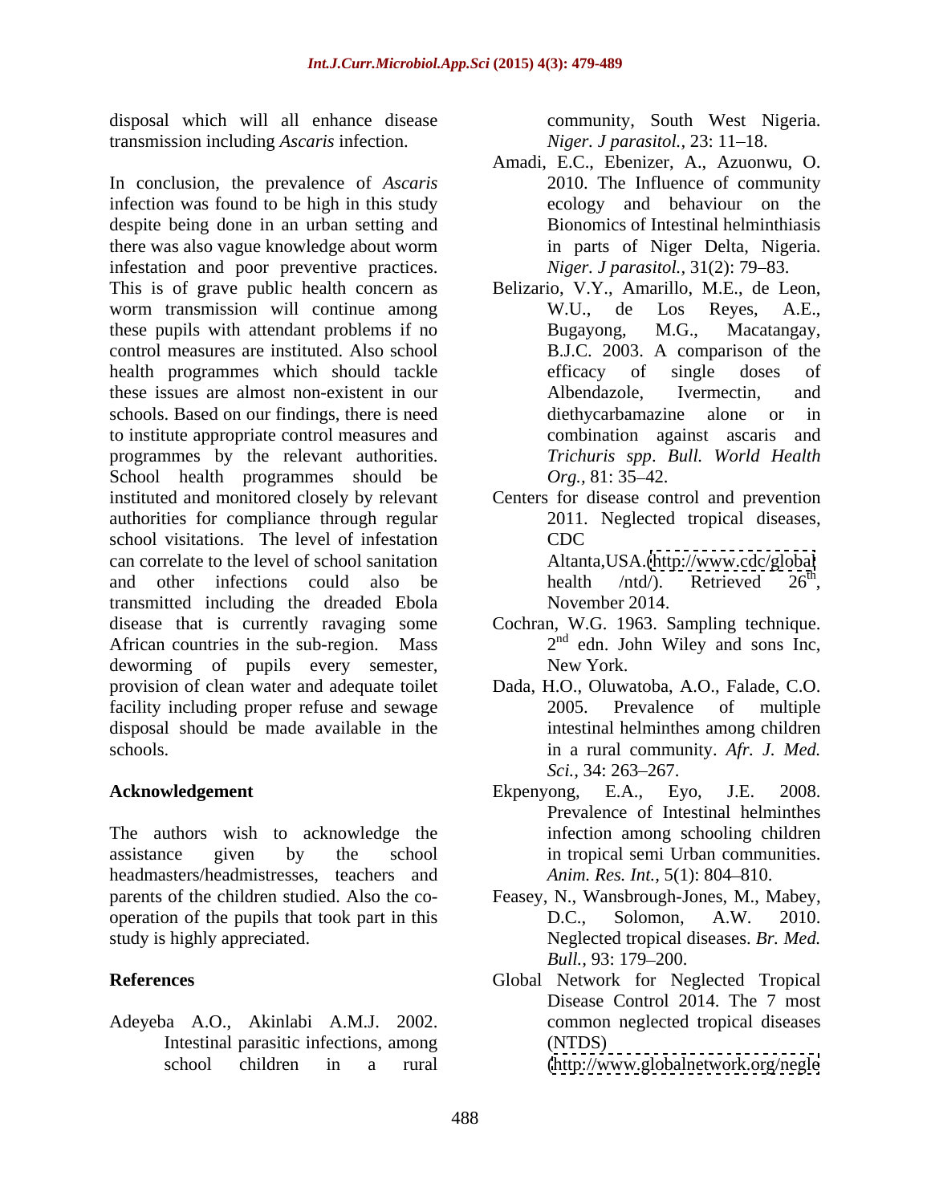disposal which will all enhance disease transmission including *Ascaris* infection.

In conclusion, the prevalence of *Ascaris* infection was found to be high in this study despite being done in an urban setting and there was also vague knowledge about worm infestation and poor preventive practices. This is of grave public health concern as worm transmission will continue among these pupils with attendant problems if no control measures are instituted. Also school health programmes which should tackle these issues are almost non-existent in our schools. Based on our findings, there is need to institute appropriate control measures and programmes by the relevant authorities. School health programmes should be instituted and monitored closely by relevant authorities for compliance through regular school visitations. The level of infestation can correlate to the level of school sanitation and other infections could also be transmitted including the dreaded Ebola disease that is currently ravaging some African countries in the sub-region. Mass deworming of pupils every semester, provision of clean water and adequate toilet facility including proper refuse and sewage disposal should be made available in the schools.

## Acknowledgement

The authors wish to acknowledge the assistance given by the school headmasters/headmistresses, teachers and parents of the children studied. Also the co-operation of the pupils that took part in this study is highly appreciated.

## References

Adeyeba A.O., Akinlabi A.M.J. 2002. Intestinal parasitic infections, among school children in a rural community, South West Nigeria. *Niger. J parasitol.*, 23: 11–18.

Amadi, E.C., Ebenizer, A., Azuonwu, O. 2010. The Influence of community ecology and behaviour on the Bionomics of Intestinal helminthiasis in parts of Niger Delta, Nigeria. *Niger. J parasitol.*, 31(2): 79–83.

Belizario, V.Y., Amarillo, M.E., de Leon, W.U., de Los Reyes, A.E., Bugayong, M.G., Macatangay, B.J.C. 2003. A comparison of the efficacy of single doses of Albendazole, Ivermectin, and diethycarbamazine alone or in combination against ascaris and *Trichuris spp*. *Bull. World Health Org.*, 81: 35–42.

Centers for disease control and prevention 2011. Neglected tropical diseases, CDC Altanta,USA.(http://www.cdc/global health /ntd/). Retrieved 26th, November 2014.

Cochran, W.G. 1963. Sampling technique. 2nd edn. John Wiley and sons Inc, New York.

Dada, H.O., Oluwatoba, A.O., Falade, C.O. 2005. Prevalence of multiple intestinal helminthes among children in a rural community. *Afr. J. Med. Sci.*, 34: 263–267.

Ekpenyong, E.A., Eyo, J.E. 2008. Prevalence of Intestinal helminthes infection among schooling children in tropical semi Urban communities. *Anim. Res. Int.*, 5(1): 804–810.

Feasey, N., Wansbrough-Jones, M., Mabey, D.C., Solomon, A.W. 2010. Neglected tropical diseases. *Br. Med. Bull.*, 93: 179–200.

Global Network for Neglected Tropical Disease Control 2014. The 7 most common neglected tropical diseases (NTDS) (http://www.globalnetwork.org/negle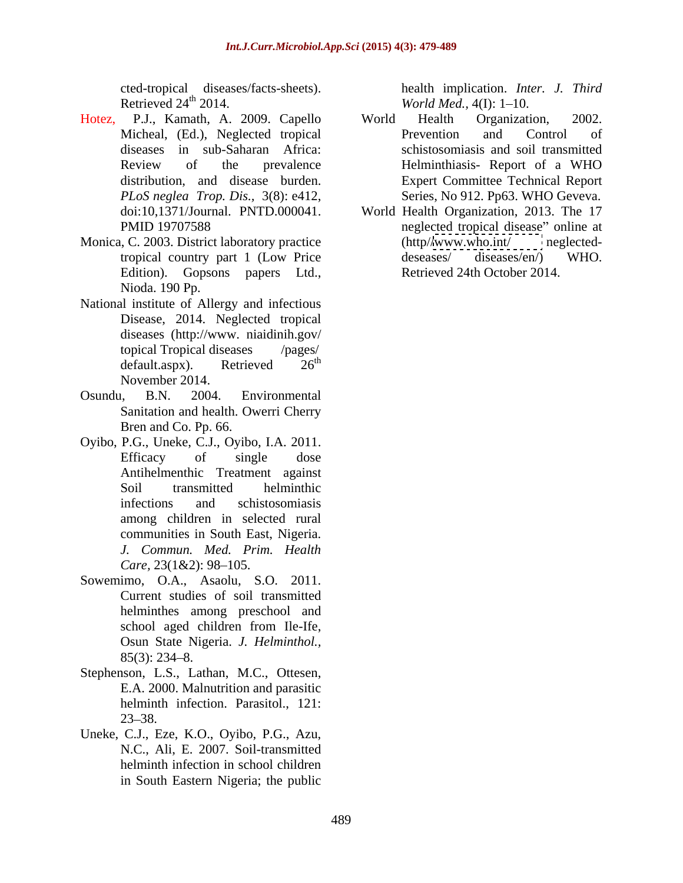cted-tropical diseases/facts-sheets). Retrieved 24th 2014.

Hotez, P.J., Kamath, A. 2009. Capello Micheal, (Ed.), Neglected tropical diseases in sub-Saharan Africa: Review of the prevalence distribution, and disease burden. *PLoS neglea Trop. Dis.*, 3(8): e412, doi:10,1371/Journal. PNTD.000041. PMID 19707588

Monica, C. 2003. District laboratory practice tropical country part 1 (Low Price Edition). Gopsons papers Ltd., Nioda. 190 Pp.

National institute of Allergy and infectious Disease, 2014. Neglected tropical diseases (http://www. niaidinih.gov/ topical Tropical diseases /pages/ default.aspx). Retrieved 26th November 2014.

Osundu, B.N. 2004. Environmental Sanitation and health. Owerri Cherry Bren and Co. Pp. 66.

Oyibo, P.G., Uneke, C.J., Oyibo, I.A. 2011. Efficacy of single dose Antihelmenthic Treatment against Soil transmitted helminthic infections and schistosomiasis among children in selected rural communities in South East, Nigeria. *J. Commun. Med. Prim. Health Care*, 23(1&2): 98–105.

Sowemimo, O.A., Asaolu, S.O. 2011. Current studies of soil transmitted helminthes among preschool and school aged children from Ile-Ife, Osun State Nigeria. *J. Helminthol.*, 85(3): 234–8.

Stephenson, L.S., Lathan, M.C., Ottesen, E.A. 2000. Malnutrition and parasitic helminth infection. Parasitol., 121: 23–38.

Uneke, C.J., Eze, K.O., Oyibo, P.G., Azu, N.C., Ali, E. 2007. Soil-transmitted helminth infection in school children in South Eastern Nigeria; the public health implication. *Inter. J. Third World Med.*, 4(I): 1–10.

World Health Organization, 2002. Prevention and Control of schistosomiasis and soil transmitted Helminthiasis- Report of a WHO Expert Committee Technical Report Series, No 912. Pp63. WHO Geveva.

World Health Organization, 2013. The 17 neglected tropical disease" online at (http//www.who.int/ neglected-deseases/ diseases/en/) WHO. Retrieved 24th October 2014.